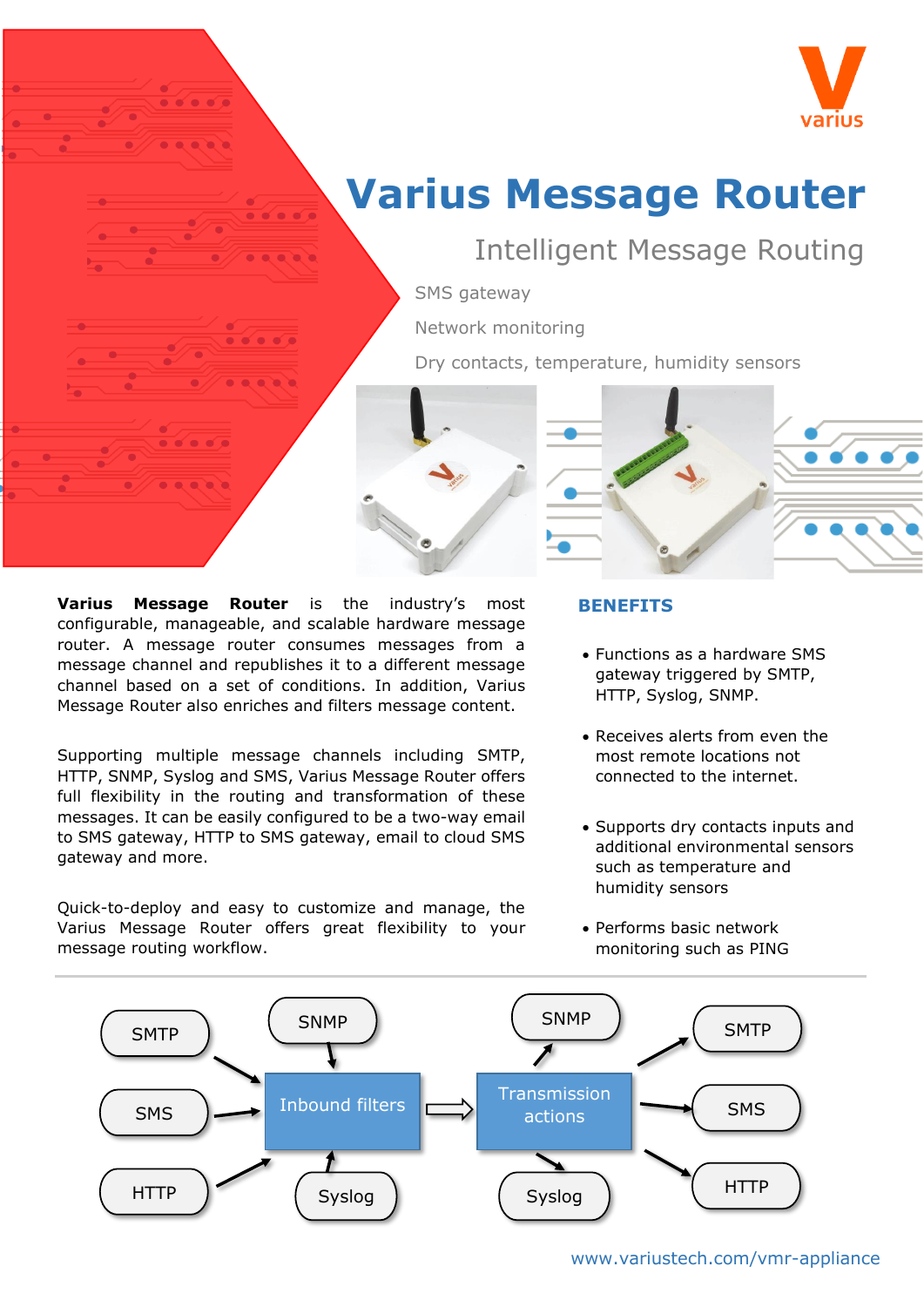varius

# Varius Message Router

## Intelligent Message Routing

SMS gateway

Network monitoring

Dry contacts, temperature, humidity sensors

**Varius Message Router** is the industry's most configurable, manageable, and scalable hardware message router. A message router consumes messages from a message channel and republishes it to a different message channel based on a set of conditions. In addition, Varius Message Router also enriches and filters message content.

Supporting multiple message channels including SMTP, HTTP, SNMP, Syslog and SMS, Varius Message Router offers full flexibility in the routing and transformation of these messages. It can be easily configured to be a two-way email to SMS gateway, HTTP to SMS gateway, email to cloud SMS gateway and more.

Quick-to-deploy and easy to customize and manage, the Varius Message Router offers great flexibility to your message routing workflow.

### BENEFITS

- Functions as a hardware SMS gateway triggered by SMTP, HTTP, Syslog, SNMP.
- Receives alerts from even the most remote locations not connected to the internet.
- Supports dry contacts inputs and additional environmental sensors such as temperature and humidity sensors
- Performs basic network monitoring such as PING

SMTP, SMS, HTTP, SNMP, Syslog → Inbound filters ⇒ Transmission actions → SNMP, Syslog, SMTP, SMS, HTTP

www.variustech.com/vmr-appliance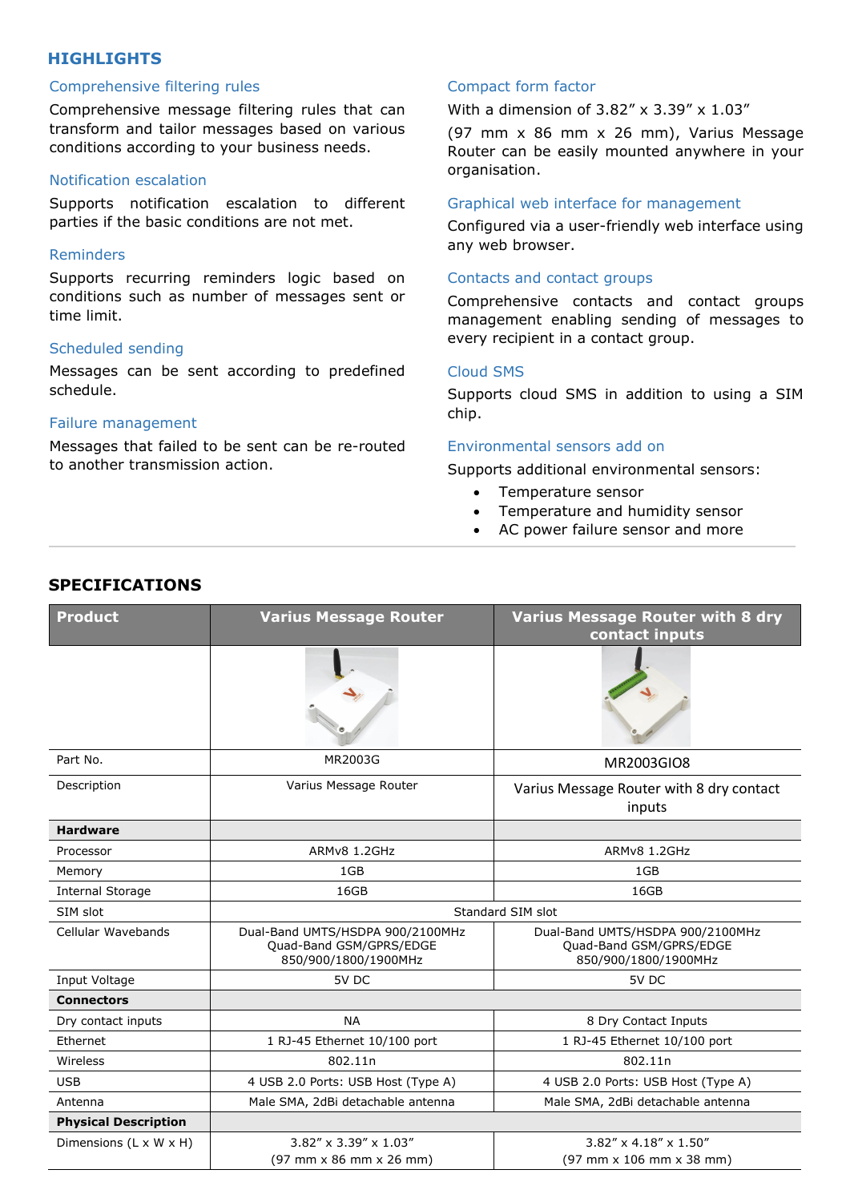## HIGHLIGHTS

### Comprehensive filtering rules

Comprehensive message filtering rules that can transform and tailor messages based on various conditions according to your business needs.

### Notification escalation

Supports notification escalation to different parties if the basic conditions are not met.

### Reminders

Supports recurring reminders logic based on conditions such as number of messages sent or time limit.

### Scheduled sending

Messages can be sent according to predefined schedule.

### Failure management

Messages that failed to be sent can be re-routed to another transmission action.

### Compact form factor

With a dimension of 3.82” x 3.39” x 1.03”

(97 mm x 86 mm x 26 mm), Varius Message Router can be easily mounted anywhere in your organisation.

### Graphical web interface for management

Configured via a user-friendly web interface using any web browser.

### Contacts and contact groups

Comprehensive contacts and contact groups management enabling sending of messages to every recipient in a contact group.

### Cloud SMS

Supports cloud SMS in addition to using a SIM chip.

### Environmental sensors add on

Supports additional environmental sensors:

- Temperature sensor
- Temperature and humidity sensor
- AC power failure sensor and more

## SPECIFICATIONS

| Product | Varius Message Router | Varius Message Router with 8 dry contact inputs |
|---|---|---|
| | | |
| Part No. | MR2003G | MR2003GIO8 |
| Description | Varius Message Router | Varius Message Router with 8 dry contact inputs |
| **Hardware** | | |
| Processor | ARMv8 1.2GHz | ARMv8 1.2GHz |
| Memory | 1GB | 1GB |
| Internal Storage | 16GB | 16GB |
| SIM slot | Standard SIM slot | |
| Cellular Wavebands | Dual-Band UMTS/HSDPA 900/2100MHz Quad-Band GSM/GPRS/EDGE 850/900/1800/1900MHz | Dual-Band UMTS/HSDPA 900/2100MHz Quad-Band GSM/GPRS/EDGE 850/900/1800/1900MHz |
| Input Voltage | 5V DC | 5V DC |
| **Connectors** | | |
| Dry contact inputs | NA | 8 Dry Contact Inputs |
| Ethernet | 1 RJ-45 Ethernet 10/100 port | 1 RJ-45 Ethernet 10/100 port |
| Wireless | 802.11n | 802.11n |
| USB | 4 USB 2.0 Ports: USB Host (Type A) | 4 USB 2.0 Ports: USB Host (Type A) |
| Antenna | Male SMA, 2dBi detachable antenna | Male SMA, 2dBi detachable antenna |
| **Physical Description** | | |
| Dimensions (L x W x H) | 3.82” x 3.39” x 1.03” (97 mm x 86 mm x 26 mm) | 3.82” x 4.18” x 1.50” (97 mm x 106 mm x 38 mm) |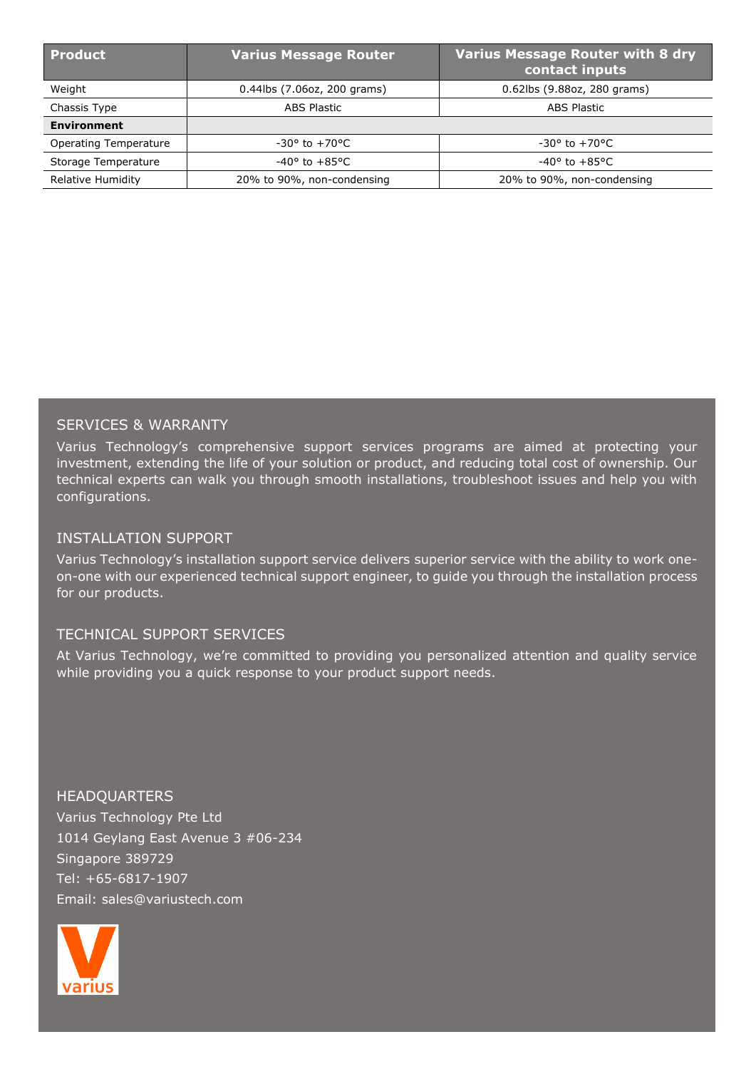| Product | Varius Message Router | Varius Message Router with 8 dry contact inputs |
|---|---|---|
| Weight | 0.44lbs (7.06oz, 200 grams) | 0.62lbs (9.88oz, 280 grams) |
| Chassis Type | ABS Plastic | ABS Plastic |
| **Environment** | | |
| Operating Temperature | -30° to +70°C | -30° to +70°C |
| Storage Temperature | -40° to +85°C | -40° to +85°C |
| Relative Humidity | 20% to 90%, non-condensing | 20% to 90%, non-condensing |

## SERVICES & WARRANTY

Varius Technology's comprehensive support services programs are aimed at protecting your investment, extending the life of your solution or product, and reducing total cost of ownership. Our technical experts can walk you through smooth installations, troubleshoot issues and help you with configurations.

## INSTALLATION SUPPORT

Varius Technology's installation support service delivers superior service with the ability to work one-on-one with our experienced technical support engineer, to guide you through the installation process for our products.

## TECHNICAL SUPPORT SERVICES

At Varius Technology, we're committed to providing you personalized attention and quality service while providing you a quick response to your product support needs.

## HEADQUARTERS

Varius Technology Pte Ltd
1014 Geylang East Avenue 3 #06-234
Singapore 389729
Tel: +65-6817-1907
Email: sales@variustech.com

varius